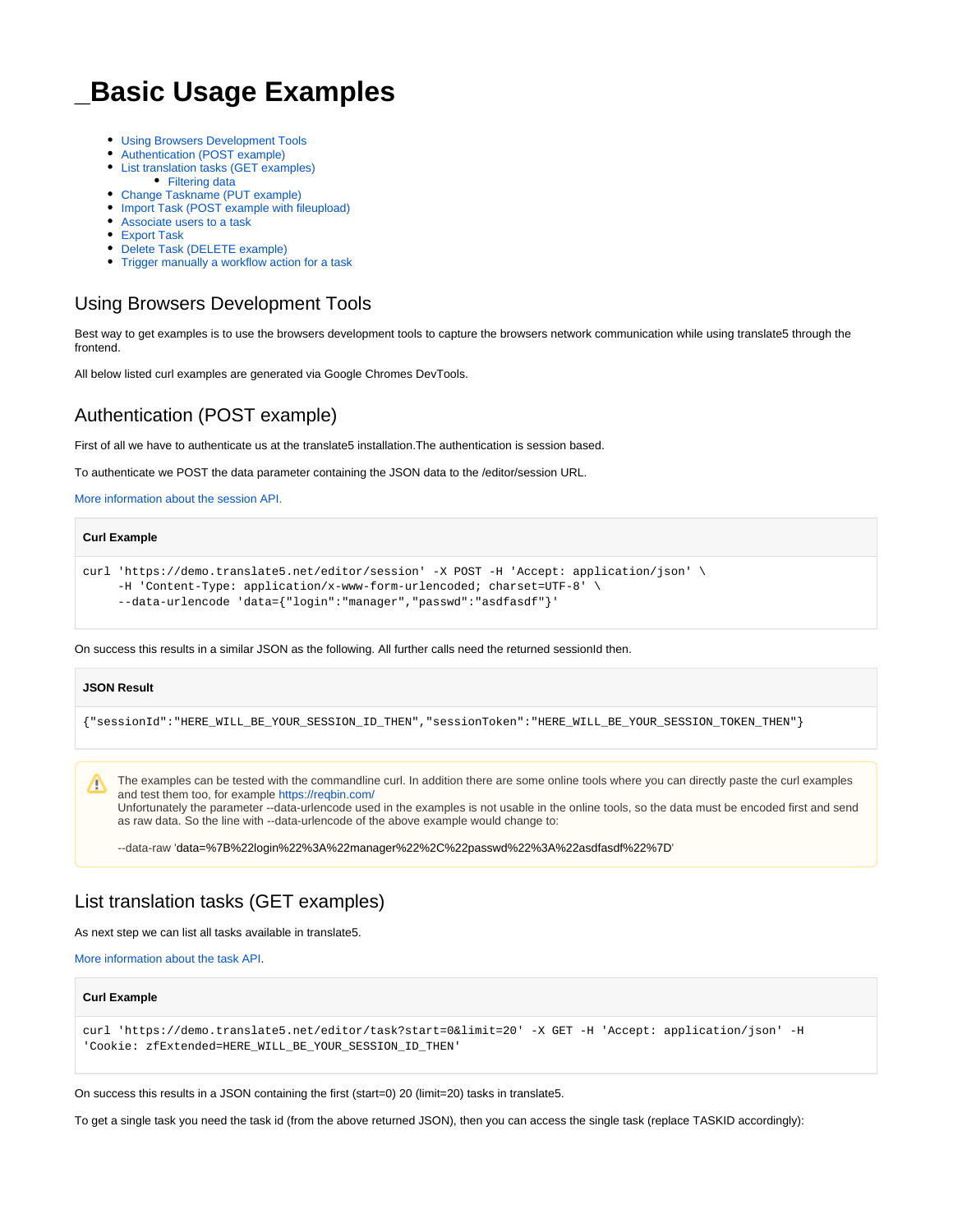# _Basic Usage Examples

- Using Browsers Development Tools
- Authentication (POST example)
- List translation tasks (GET examples)
  - Filtering data
- Change Taskname (PUT example)
- Import Task (POST example with fileupload)
- Associate users to a task
- Export Task
- Delete Task (DELETE example)
- Trigger manually a workflow action for a task

## Using Browsers Development Tools

Best way to get examples is to use the browsers development tools to capture the browsers network communication while using translate5 through the frontend.

All below listed curl examples are generated via Google Chromes DevTools.

## Authentication (POST example)

First of all we have to authenticate us at the translate5 installation.The authentication is session based.

To authenticate we POST the data parameter containing the JSON data to the /editor/session URL.

More information about the session API.

**Curl Example**

```
curl 'https://demo.translate5.net/editor/session' -X POST -H 'Accept: application/json' \
     -H 'Content-Type: application/x-www-form-urlencoded; charset=UTF-8' \
     --data-urlencode 'data={"login":"manager","passwd":"asdfasdf"}'
```

On success this results in a similar JSON as the following. All further calls need the returned sessionId then.

**JSON Result**

```
{"sessionId":"HERE_WILL_BE_YOUR_SESSION_ID_THEN","sessionToken":"HERE_WILL_BE_YOUR_SESSION_TOKEN_THEN"}
```

> The examples can be tested with the commandline curl. In addition there are some online tools where you can directly paste the curl examples and test them too, for example https://reqbin.com/
> Unfortunately the parameter --data-urlencode used in the examples is not usable in the online tools, so the data must be encoded first and send as raw data. So the line with --data-urlencode of the above example would change to:
>
> --data-raw 'data=%7B%22login%22%3A%22manager%22%2C%22passwd%22%3A%22asdfasdf%22%7D'

## List translation tasks (GET examples)

As next step we can list all tasks available in translate5.

More information about the task API.

**Curl Example**

```
curl 'https://demo.translate5.net/editor/task?start=0&limit=20' -X GET -H 'Accept: application/json' -H
'Cookie: zfExtended=HERE_WILL_BE_YOUR_SESSION_ID_THEN'
```

On success this results in a JSON containing the first (start=0) 20 (limit=20) tasks in translate5.

To get a single task you need the task id (from the above returned JSON), then you can access the single task (replace TASKID accordingly):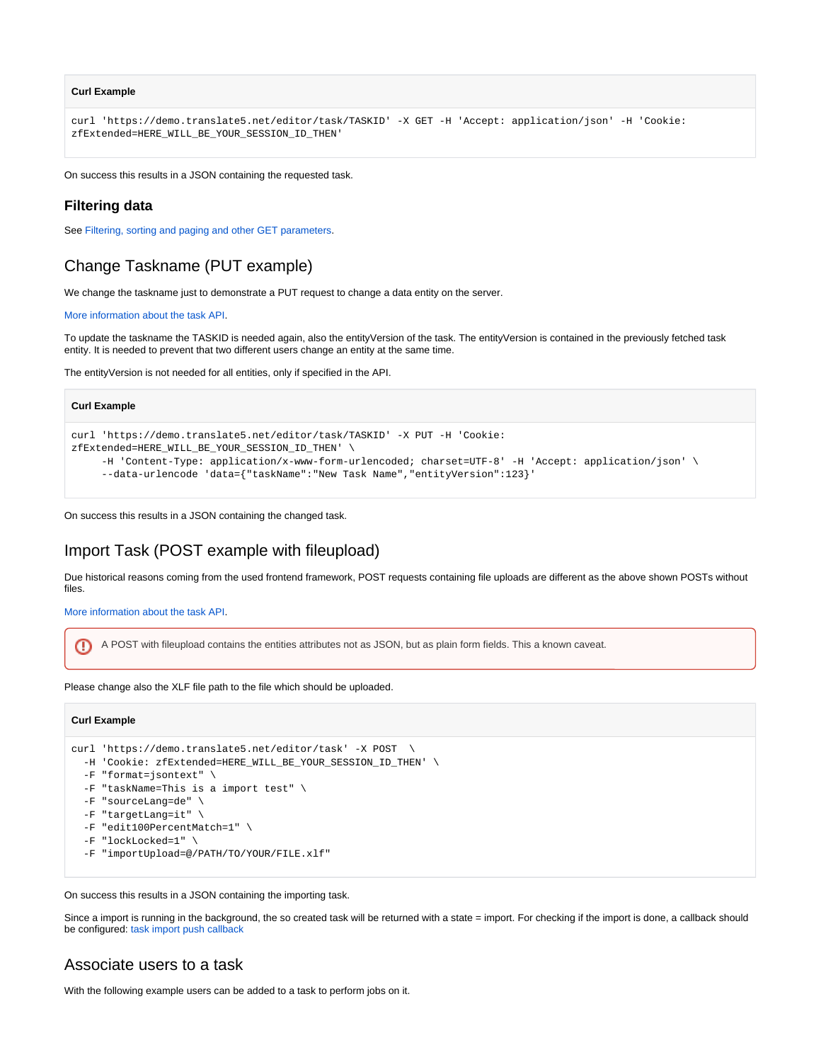**Curl Example**

```
curl 'https://demo.translate5.net/editor/task/TASKID' -X GET -H 'Accept: application/json' -H 'Cookie:
zfExtended=HERE_WILL_BE_YOUR_SESSION_ID_THEN'
```

On success this results in a JSON containing the requested task.

### Filtering data

See Filtering, sorting and paging and other GET parameters.

## Change Taskname (PUT example)

We change the taskname just to demonstrate a PUT request to change a data entity on the server.

More information about the task API.

To update the taskname the TASKID is needed again, also the entityVersion of the task. The entityVersion is contained in the previously fetched task entity. It is needed to prevent that two different users change an entity at the same time.

The entityVersion is not needed for all entities, only if specified in the API.

**Curl Example**

```
curl 'https://demo.translate5.net/editor/task/TASKID' -X PUT -H 'Cookie:
zfExtended=HERE_WILL_BE_YOUR_SESSION_ID_THEN' \
     -H 'Content-Type: application/x-www-form-urlencoded; charset=UTF-8' -H 'Accept: application/json' \
     --data-urlencode 'data={"taskName":"New Task Name","entityVersion":123}'
```

On success this results in a JSON containing the changed task.

## Import Task (POST example with fileupload)

Due historical reasons coming from the used frontend framework, POST requests containing file uploads are different as the above shown POSTs without files.

More information about the task API.

> A POST with fileupload contains the entities attributes not as JSON, but as plain form fields. This a known caveat.

Please change also the XLF file path to the file which should be uploaded.

**Curl Example**

```
curl 'https://demo.translate5.net/editor/task' -X POST  \
  -H 'Cookie: zfExtended=HERE_WILL_BE_YOUR_SESSION_ID_THEN' \
  -F "format=jsontext" \
  -F "taskName=This is a import test" \
  -F "sourceLang=de" \
  -F "targetLang=it" \
  -F "edit100PercentMatch=1" \
  -F "lockLocked=1" \
  -F "importUpload=@/PATH/TO/YOUR/FILE.xlf"
```

On success this results in a JSON containing the importing task.

Since a import is running in the background, the so created task will be returned with a state = import. For checking if the import is done, a callback should be configured: task import push callback

## Associate users to a task

With the following example users can be added to a task to perform jobs on it.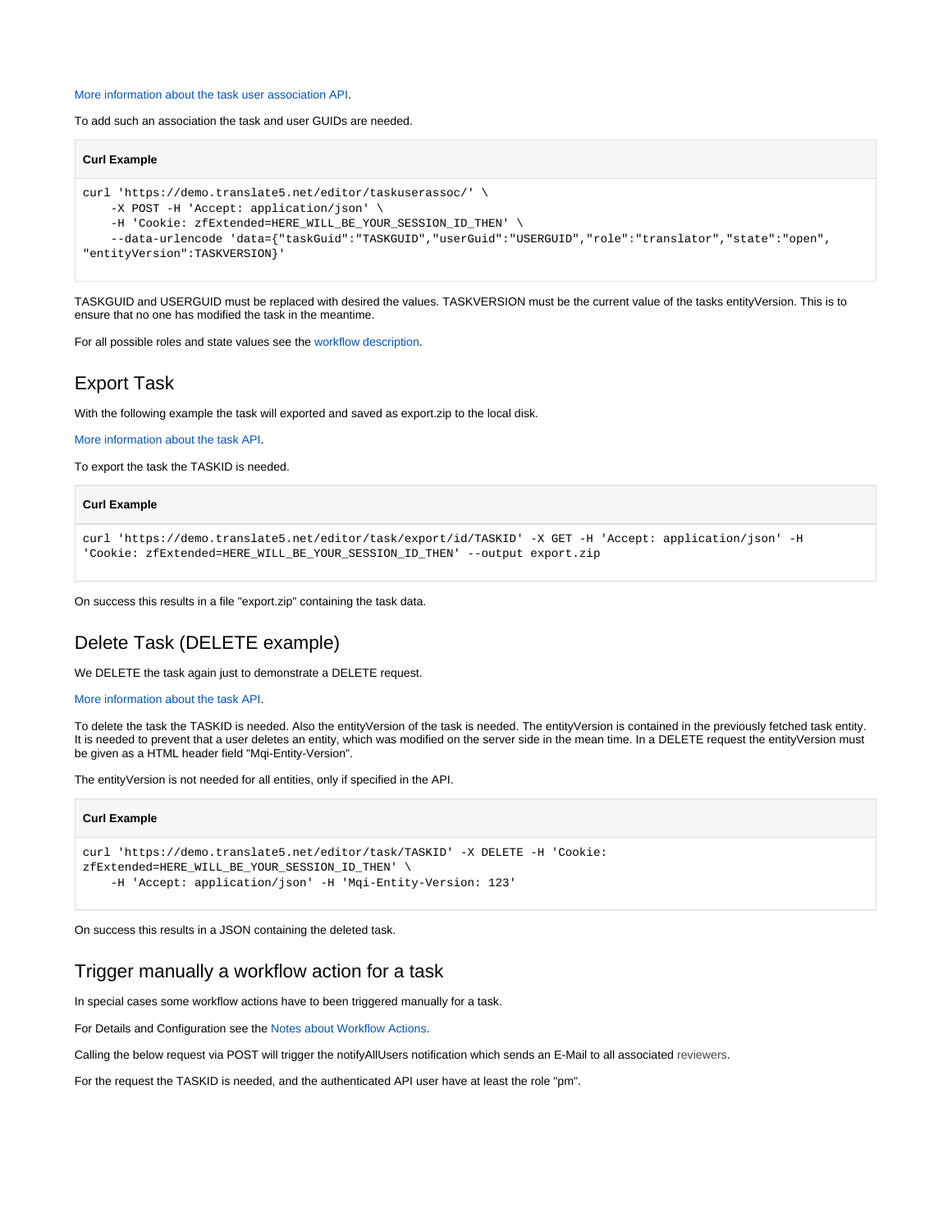More information about the task user association API.

To add such an association the task and user GUIDs are needed.

**Curl Example**

```
curl 'https://demo.translate5.net/editor/taskuserassoc/' \
    -X POST -H 'Accept: application/json' \
    -H 'Cookie: zfExtended=HERE_WILL_BE_YOUR_SESSION_ID_THEN' \
    --data-urlencode 'data={"taskGuid":"TASKGUID","userGuid":"USERGUID","role":"translator","state":"open",
"entityVersion":TASKVERSION}'
```

TASKGUID and USERGUID must be replaced with desired the values. TASKVERSION must be the current value of the tasks entityVersion. This is to ensure that no one has modified the task in the meantime.

For all possible roles and state values see the workflow description.

## Export Task

With the following example the task will exported and saved as export.zip to the local disk.

More information about the task API.

To export the task the TASKID is needed.

**Curl Example**

```
curl 'https://demo.translate5.net/editor/task/export/id/TASKID' -X GET -H 'Accept: application/json' -H
'Cookie: zfExtended=HERE_WILL_BE_YOUR_SESSION_ID_THEN' --output export.zip
```

On success this results in a file "export.zip" containing the task data.

## Delete Task (DELETE example)

We DELETE the task again just to demonstrate a DELETE request.

More information about the task API.

To delete the task the TASKID is needed. Also the entityVersion of the task is needed. The entityVersion is contained in the previously fetched task entity. It is needed to prevent that a user deletes an entity, which was modified on the server side in the mean time. In a DELETE request the entityVersion must be given as a HTML header field "Mqi-Entity-Version".

The entityVersion is not needed for all entities, only if specified in the API.

**Curl Example**

```
curl 'https://demo.translate5.net/editor/task/TASKID' -X DELETE -H 'Cookie:
zfExtended=HERE_WILL_BE_YOUR_SESSION_ID_THEN' \
    -H 'Accept: application/json' -H 'Mqi-Entity-Version: 123'
```

On success this results in a JSON containing the deleted task.

## Trigger manually a workflow action for a task

In special cases some workflow actions have to been triggered manually for a task.

For Details and Configuration see the Notes about Workflow Actions.

Calling the below request via POST will trigger the notifyAllUsers notification which sends an E-Mail to all associated reviewers.

For the request the TASKID is needed, and the authenticated API user have at least the role "pm".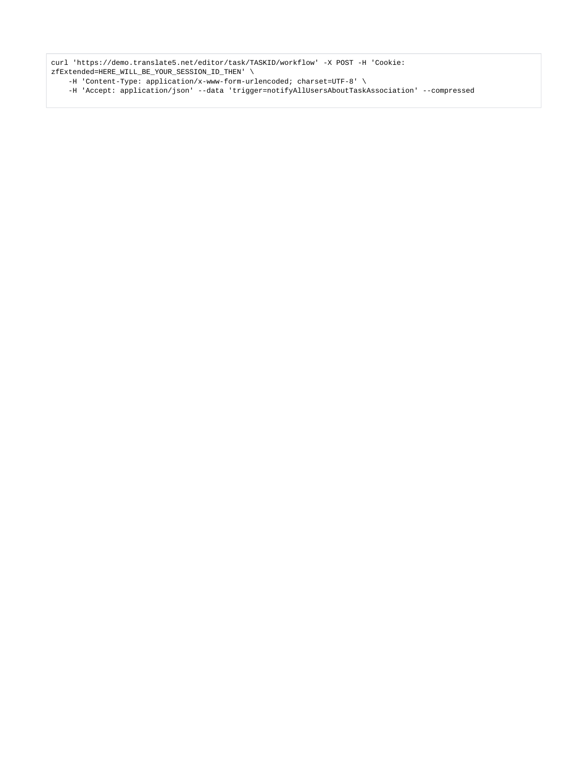```
curl 'https://demo.translate5.net/editor/task/TASKID/workflow' -X POST -H 'Cookie: 
zfExtended=HERE_WILL_BE_YOUR_SESSION_ID_THEN' \
    -H 'Content-Type: application/x-www-form-urlencoded; charset=UTF-8' \
    -H 'Accept: application/json' --data 'trigger=notifyAllUsersAboutTaskAssociation' --compressed
```